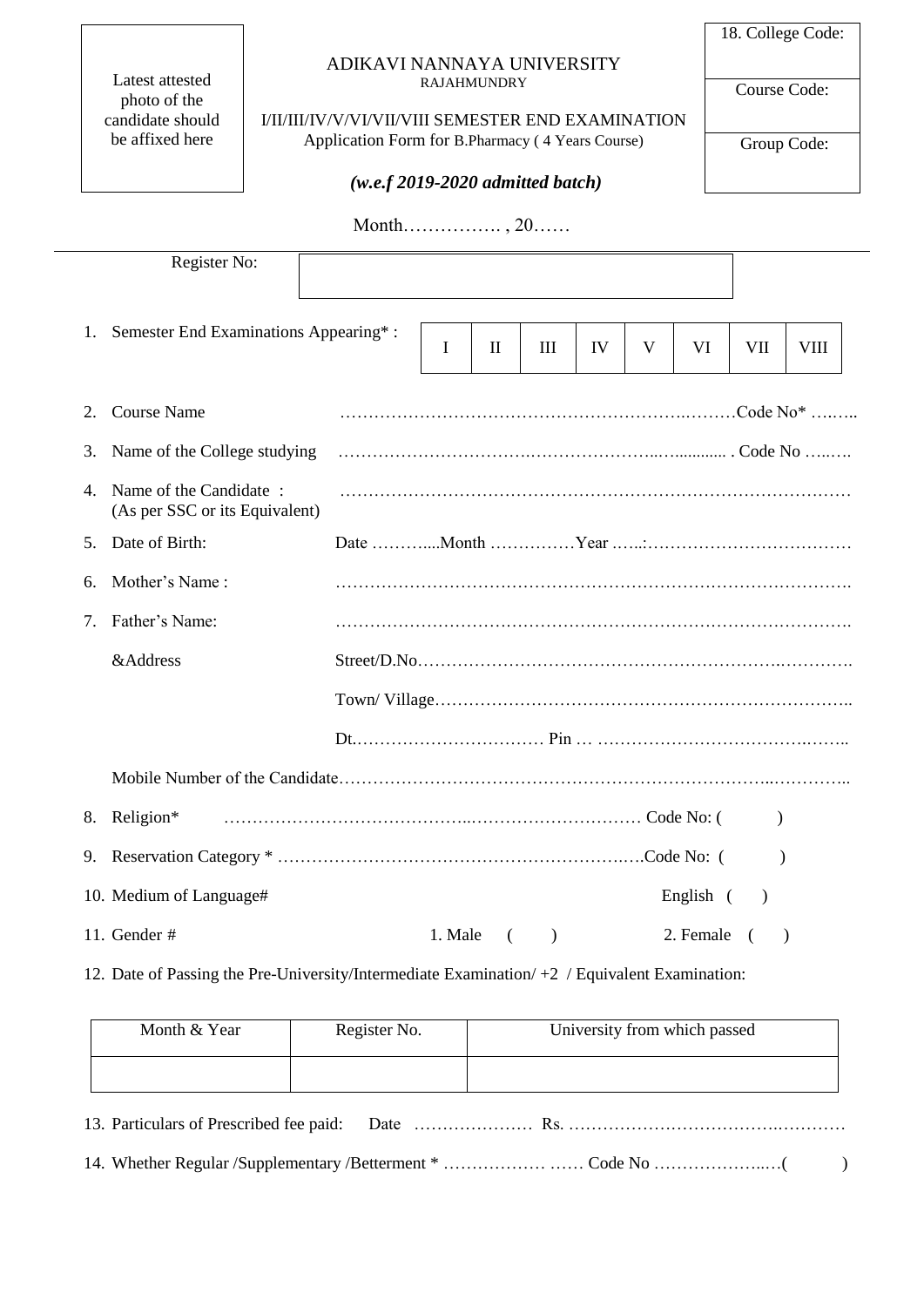| |
|---|
| Latest attested photo of the candidate should be affixed here |

# ADIKAVI NANNAYA UNIVERSITY

RAJAHMUNDRY

I/II/III/IV/V/VI/VII/VIII SEMESTER END EXAMINATION

Application Form for B.Pharmacy ( 4 Years Course)

***(w.e.f 2019-2020 admitted batch)***

| |
|---|
| 18. College Code: |
| Course Code: |
| Group Code: |

Month……………. , 20……

Register No: [ ]

1. Semester End Examinations Appearing* :

| I | II | III | IV | V | VI | VII | VIII |
|---|---|---|---|---|---|---|---|

2. Course Name ……………………………………………………..………Code No* …..…..
3. Name of the College studying ……………………………..………………..…........... . Code No …..….
4. Name of the Candidate : (As per SSC or its Equivalent) ……………………………………………………………………………
5. Date of Birth: Date ………....Month ……………Year …...:………………………………
6. Mother's Name : …………………….……………………………………………………….
7. Father's Name: …………………….……………………………….……………………….

   &Address Street/D.No………………………………………………………….………….

   Town/ Village…………………………………………………………………..

   Dt.…………………………… Pin … ………………………………….……..

   Mobile Number of the Candidate…………………………………………………………………..…………..
8. Religion* ………………………………….....………………………… Code No: ( )
9. Reservation Category * ……………………………………………………….….Code No: ( )
10. Medium of Language# English ( )
11. Gender # 1. Male ( ) 2. Female ( )
12. Date of Passing the Pre-University/Intermediate Examination/ +2 / Equivalent Examination:

| Month & Year | Register No. | University from which passed |
|---|---|---|
| | | |

13. Particulars of Prescribed fee paid: Date ………………… Rs. ……………………………….……….
14. Whether Regular /Supplementary /Betterment * ……………… …… Code No ………………..…( )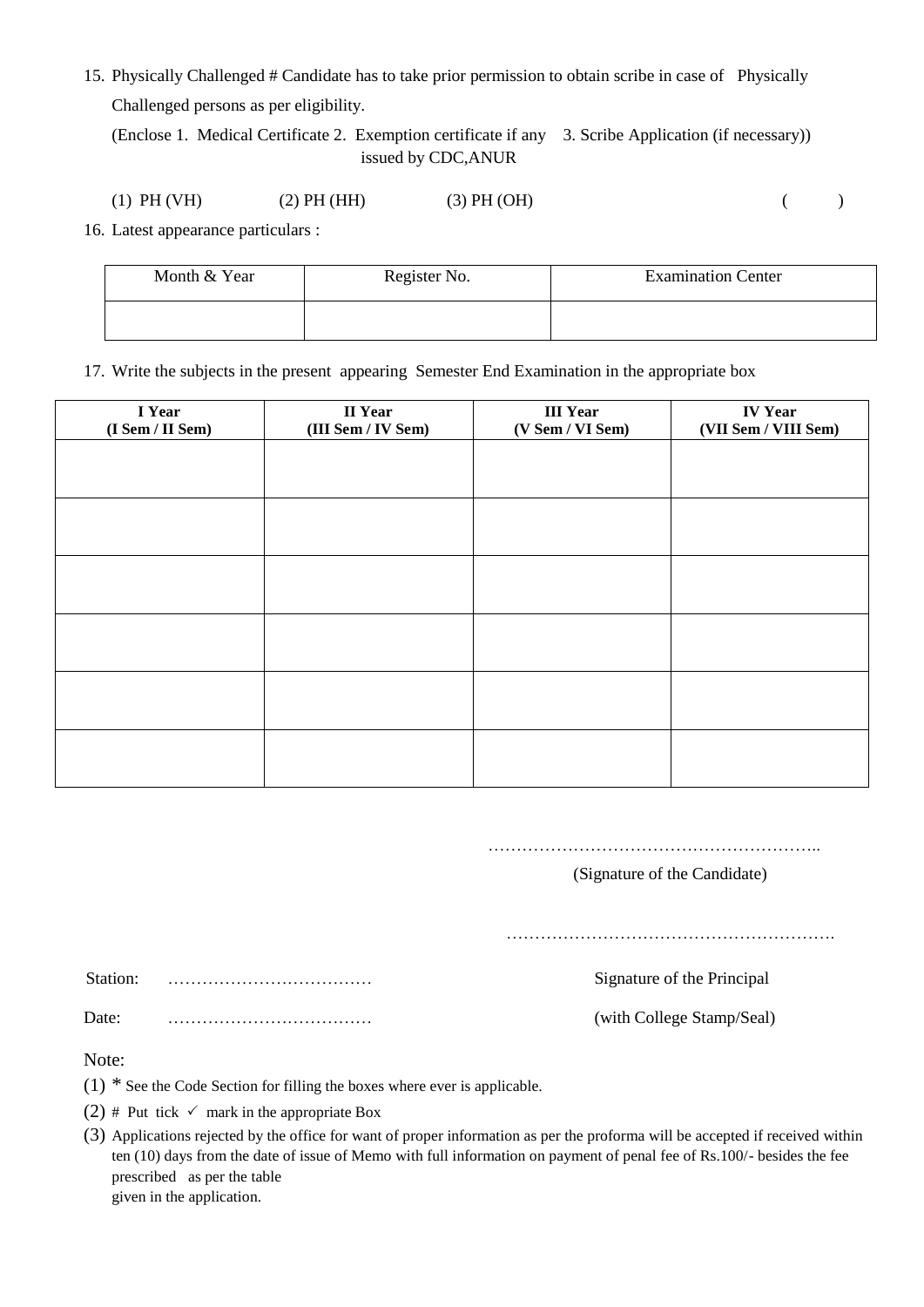15. Physically Challenged # Candidate has to take prior permission to obtain scribe in case of Physically Challenged persons as per eligibility.

    (Enclose 1. Medical Certificate 2. Exemption certificate if any issued by CDC,ANUR 3. Scribe Application (if necessary))

    (1) PH (VH) (2) PH (HH) (3) PH (OH) ( )

16. Latest appearance particulars :

| Month & Year | Register No. | Examination Center |
|---|---|---|
| | | |

17. Write the subjects in the present appearing Semester End Examination in the appropriate box

| **I Year (I Sem / II Sem)** | **II Year (III Sem / IV Sem)** | **III Year (V Sem / VI Sem)** | **IV Year (VII Sem / VIII Sem)** |
|---|---|---|---|
| | | | |
| | | | |
| | | | |
| | | | |
| | | | |
| | | | |

…………………………………………………..
(Signature of the Candidate)

………………………………………………….

Station: ………………………………

Date: ………………………………

Signature of the Principal
(with College Stamp/Seal)

Note:

(1) * See the Code Section for filling the boxes where ever is applicable.

(2) # Put tick ✓ mark in the appropriate Box

(3) Applications rejected by the office for want of proper information as per the proforma will be accepted if received within ten (10) days from the date of issue of Memo with full information on payment of penal fee of Rs.100/- besides the fee prescribed as per the table given in the application.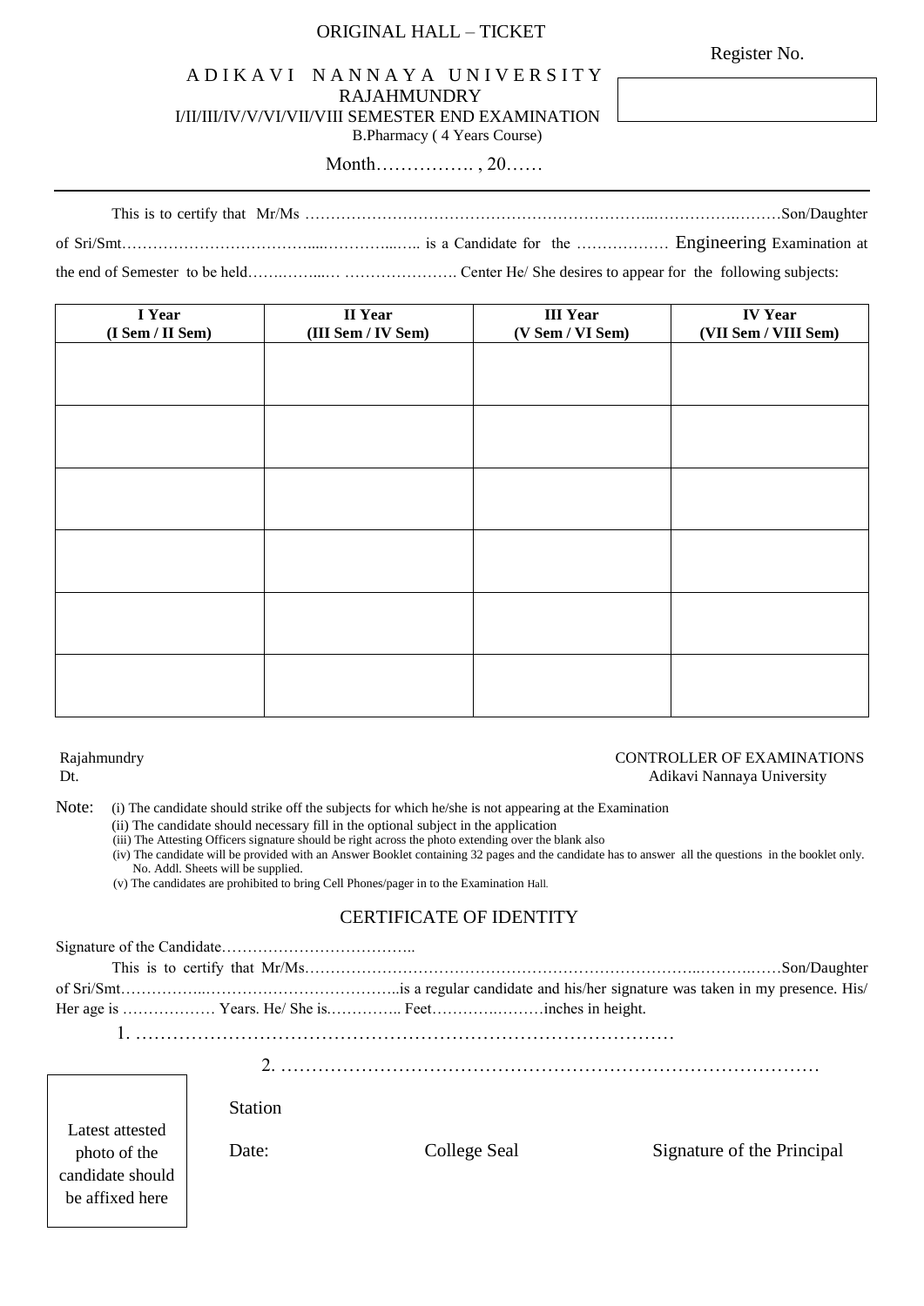ORIGINAL HALL – TICKET

Register No.

# A D I K A V I   N A N N A Y A   U N I V E R S I T Y

RAJAHMUNDRY

I/II/III/IV/V/VI/VII/VIII SEMESTER END EXAMINATION

B.Pharmacy ( 4 Years Course)

Month……………. , 20……

This is to certify that Mr/Ms ……………………………………………………………..…………….………Son/Daughter of Sri/Smt……………………………....…………...….. is a Candidate for the ……………… Engineering Examination at the end of Semester to be held…….……...… …………………. Center He/ She desires to appear for the following subjects:

| I Year (I Sem / II Sem) | II Year (III Sem / IV Sem) | III Year (V Sem / VI Sem) | IV Year (VII Sem / VIII Sem) |
|---|---|---|---|
| | | | |
| | | | |
| | | | |
| | | | |
| | | | |
| | | | |

Rajahmundry
Dt.

CONTROLLER OF EXAMINATIONS
Adikavi Nannaya University

Note: (i) The candidate should strike off the subjects for which he/she is not appearing at the Examination
(ii) The candidate should necessary fill in the optional subject in the application
(iii) The Attesting Officers signature should be right across the photo extending over the blank also
(iv) The candidate will be provided with an Answer Booklet containing 32 pages and the candidate has to answer all the questions in the booklet only. No. Addl. Sheets will be supplied.
(v) The candidates are prohibited to bring Cell Phones/pager in to the Examination Hall.

## CERTIFICATE OF IDENTITY

Signature of the Candidate………………………………..

This is to certify that Mr/Ms……………………………………………………………………..……….……Son/Daughter of Sri/Smt……………..………………………………..is a regular candidate and his/her signature was taken in my presence. His/ Her age is ……………… Years. He/ She is.………….. Feet……….………inches in height.

1. ………………………………………………………………………………

2. ………………………………………………………………………………

Latest attested photo of the candidate should be affixed here

Station

Date: College Seal Signature of the Principal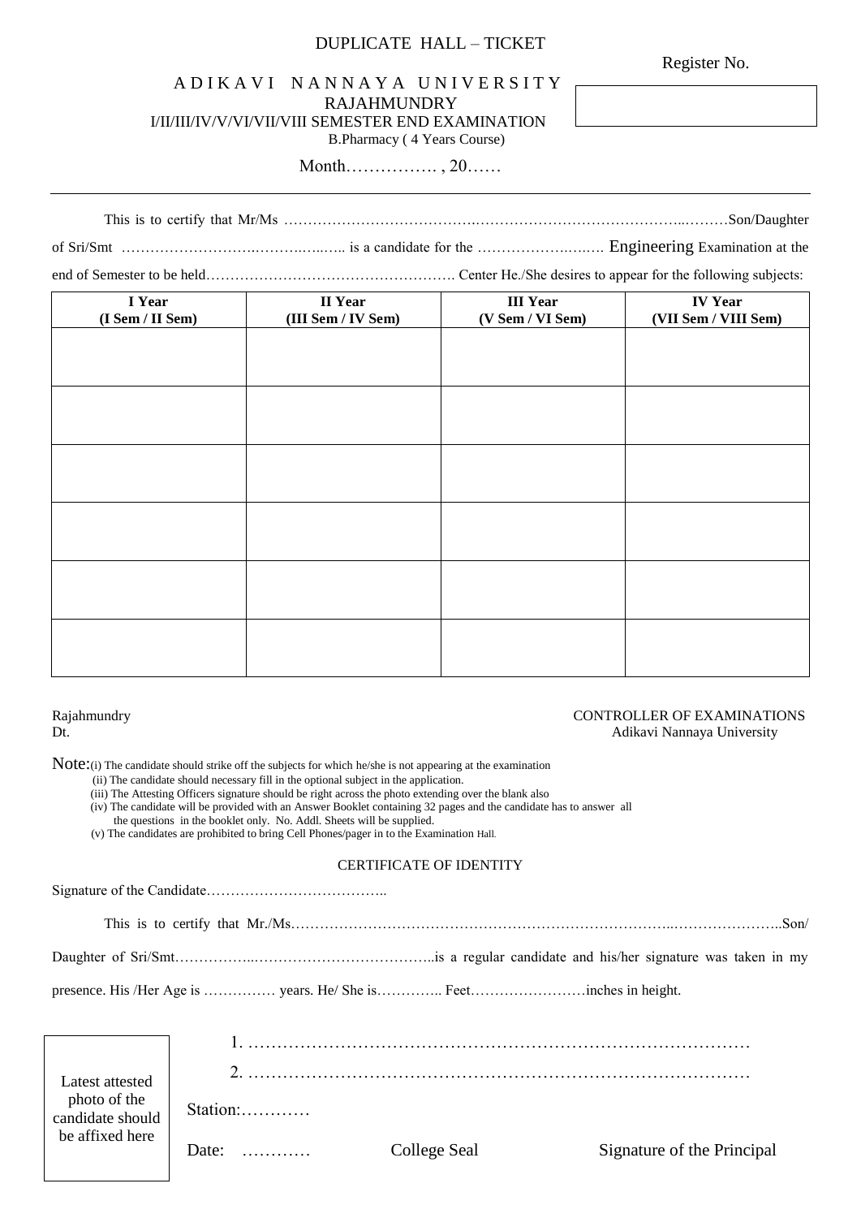DUPLICATE HALL – TICKET

Register No.

| |
|---|
| |

# ADIKAVI NANNAYA UNIVERSITY

RAJAHMUNDRY

I/II/III/IV/V/VI/VII/VIII SEMESTER END EXAMINATION

B.Pharmacy ( 4 Years Course)

Month……………. , 20……

---

This is to certify that Mr/Ms …………………………………………………………………………………...………Son/Daughter of Sri/Smt ……………………….…………..….. is a candidate for the ………………….….…. Engineering Examination at the end of Semester to be held……………………………………………. Center He./She desires to appear for the following subjects:

| I Year (I Sem / II Sem) | II Year (III Sem / IV Sem) | III Year (V Sem / VI Sem) | IV Year (VII Sem / VIII Sem) |
|---|---|---|---|
| | | | |
| | | | |
| | | | |
| | | | |
| | | | |
| | | | |

Rajahmundry
Dt.

CONTROLLER OF EXAMINATIONS
Adikavi Nannaya University

Note:(i) The candidate should strike off the subjects for which he/she is not appearing at the examination
(ii) The candidate should necessary fill in the optional subject in the application.
(iii) The Attesting Officers signature should be right across the photo extending over the blank also
(iv) The candidate will be provided with an Answer Booklet containing 32 pages and the candidate has to answer all the questions in the booklet only. No. Addl. Sheets will be supplied.
(v) The candidates are prohibited to bring Cell Phones/pager in to the Examination Hall.

## CERTIFICATE OF IDENTITY

Signature of the Candidate………………………………..

This is to certify that Mr./Ms……………………………………………………………………..…………………..Son/ Daughter of Sri/Smt……………...………………………………..is a regular candidate and his/her signature was taken in my presence. His /Her Age is …………… years. He/ She is………….. Feet……………………inches in height.

Latest attested photo of the candidate should be affixed here

1. ……………………………………………………………………………
2. ……………………………………………………………………………

Station:…………

Date: ………… College Seal Signature of the Principal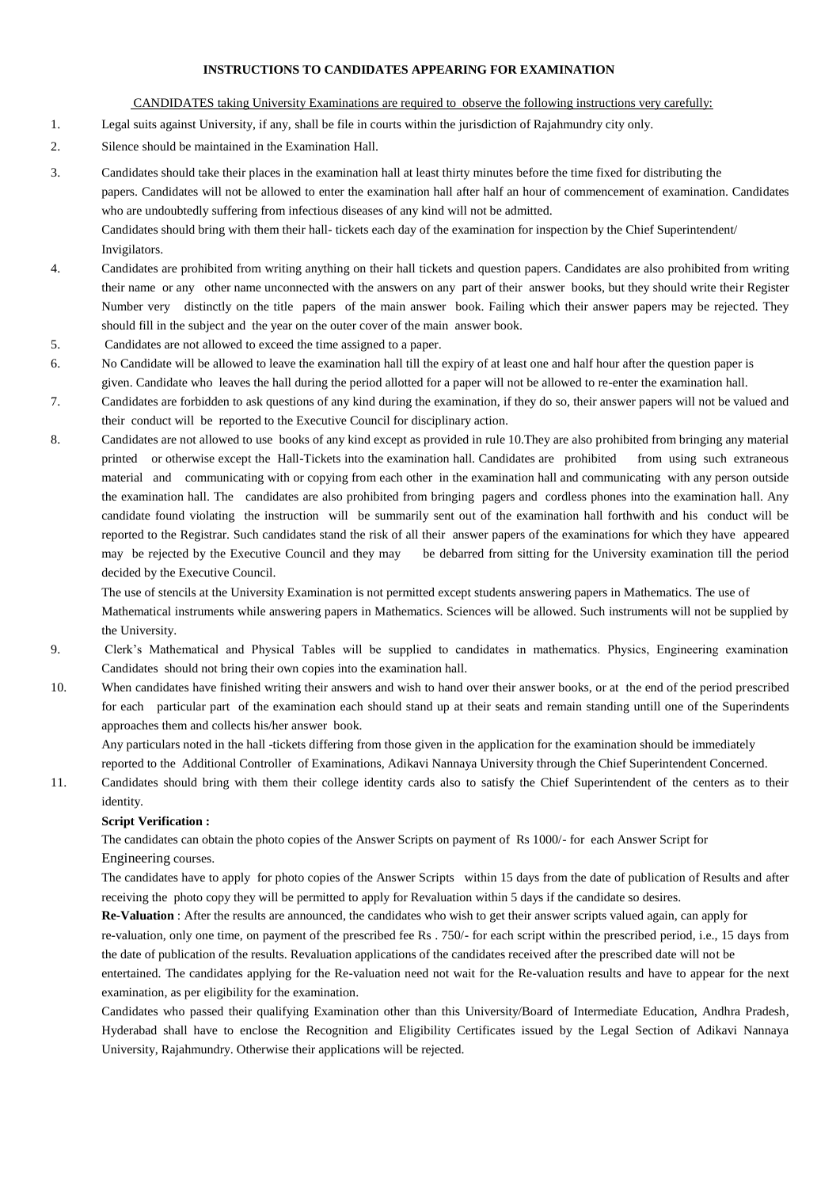**INSTRUCTIONS TO CANDIDATES APPEARING FOR EXAMINATION**

CANDIDATES taking University Examinations are required to observe the following instructions very carefully:

1. Legal suits against University, if any, shall be file in courts within the jurisdiction of Rajahmundry city only.
2. Silence should be maintained in the Examination Hall.
3. Candidates should take their places in the examination hall at least thirty minutes before the time fixed for distributing the papers. Candidates will not be allowed to enter the examination hall after half an hour of commencement of examination. Candidates who are undoubtedly suffering from infectious diseases of any kind will not be admitted.

   Candidates should bring with them their hall- tickets each day of the examination for inspection by the Chief Superintendent/ Invigilators.
4. Candidates are prohibited from writing anything on their hall tickets and question papers. Candidates are also prohibited from writing their name or any other name unconnected with the answers on any part of their answer books, but they should write their Register Number very distinctly on the title papers of the main answer book. Failing which their answer papers may be rejected. They should fill in the subject and the year on the outer cover of the main answer book.
5. Candidates are not allowed to exceed the time assigned to a paper.
6. No Candidate will be allowed to leave the examination hall till the expiry of at least one and half hour after the question paper is given. Candidate who leaves the hall during the period allotted for a paper will not be allowed to re-enter the examination hall.
7. Candidates are forbidden to ask questions of any kind during the examination, if they do so, their answer papers will not be valued and their conduct will be reported to the Executive Council for disciplinary action.
8. Candidates are not allowed to use books of any kind except as provided in rule 10.They are also prohibited from bringing any material printed or otherwise except the Hall-Tickets into the examination hall. Candidates are prohibited from using such extraneous material and communicating with or copying from each other in the examination hall and communicating with any person outside the examination hall. The candidates are also prohibited from bringing pagers and cordless phones into the examination hall. Any candidate found violating the instruction will be summarily sent out of the examination hall forthwith and his conduct will be reported to the Registrar. Such candidates stand the risk of all their answer papers of the examinations for which they have appeared may be rejected by the Executive Council and they may be debarred from sitting for the University examination till the period decided by the Executive Council.

   The use of stencils at the University Examination is not permitted except students answering papers in Mathematics. The use of Mathematical instruments while answering papers in Mathematics. Sciences will be allowed. Such instruments will not be supplied by the University.
9. Clerk's Mathematical and Physical Tables will be supplied to candidates in mathematics. Physics, Engineering examination Candidates should not bring their own copies into the examination hall.
10. When candidates have finished writing their answers and wish to hand over their answer books, or at the end of the period prescribed for each particular part of the examination each should stand up at their seats and remain standing untill one of the Superindents approaches them and collects his/her answer book.

    Any particulars noted in the hall -tickets differing from those given in the application for the examination should be immediately reported to the Additional Controller of Examinations, Adikavi Nannaya University through the Chief Superintendent Concerned.
11. Candidates should bring with them their college identity cards also to satisfy the Chief Superintendent of the centers as to their identity.

    **Script Verification :**

    The candidates can obtain the photo copies of the Answer Scripts on payment of Rs 1000/- for each Answer Script for Engineering courses.

    The candidates have to apply for photo copies of the Answer Scripts within 15 days from the date of publication of Results and after receiving the photo copy they will be permitted to apply for Revaluation within 5 days if the candidate so desires.

    **Re-Valuation** : After the results are announced, the candidates who wish to get their answer scripts valued again, can apply for re-valuation, only one time, on payment of the prescribed fee Rs . 750/- for each script within the prescribed period, i.e., 15 days from the date of publication of the results. Revaluation applications of the candidates received after the prescribed date will not be entertained. The candidates applying for the Re-valuation need not wait for the Re-valuation results and have to appear for the next examination, as per eligibility for the examination.

    Candidates who passed their qualifying Examination other than this University/Board of Intermediate Education, Andhra Pradesh, Hyderabad shall have to enclose the Recognition and Eligibility Certificates issued by the Legal Section of Adikavi Nannaya University, Rajahmundry. Otherwise their applications will be rejected.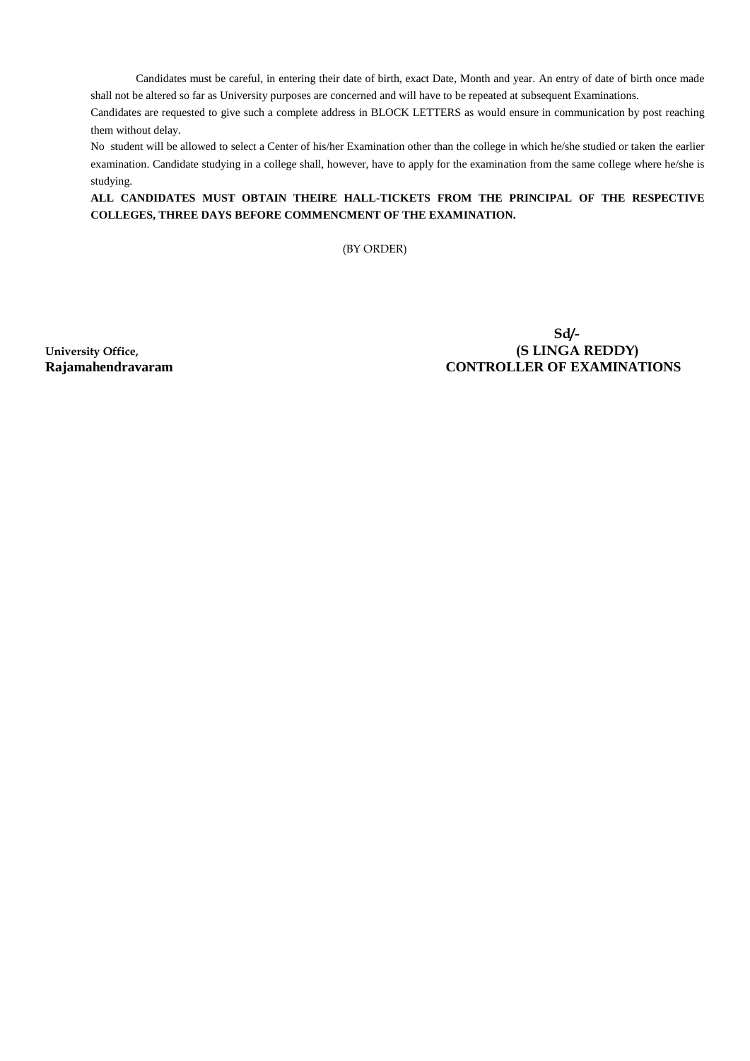Candidates must be careful, in entering their date of birth, exact Date, Month and year. An entry of date of birth once made shall not be altered so far as University purposes are concerned and will have to be repeated at subsequent Examinations.

Candidates are requested to give such a complete address in BLOCK LETTERS as would ensure in communication by post reaching them without delay.

No student will be allowed to select a Center of his/her Examination other than the college in which he/she studied or taken the earlier examination. Candidate studying in a college shall, however, have to apply for the examination from the same college where he/she is studying.

**ALL CANDIDATES MUST OBTAIN THEIRE HALL-TICKETS FROM THE PRINCIPAL OF THE RESPECTIVE COLLEGES, THREE DAYS BEFORE COMMENCMENT OF THE EXAMINATION.**

(BY ORDER)

**Sd/-**
**(S LINGA REDDY)**
**CONTROLLER OF EXAMINATIONS**

**University Office,**
**Rajamahendravaram**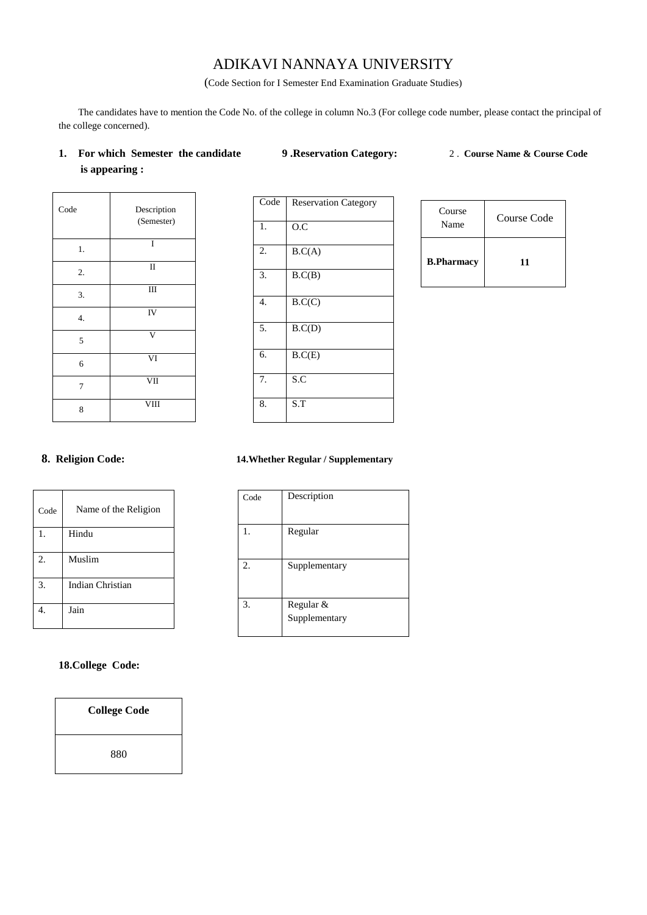# ADIKAVI NANNAYA UNIVERSITY

(Code Section for I Semester End Examination Graduate Studies)

The candidates have to mention the Code No. of the college in column No.3 (For college code number, please contact the principal of the college concerned).

**1. For which Semester the candidate is appearing :**

| Code | Description (Semester) |
|---|---|
| 1. | I |
| 2. | II |
| 3. | III |
| 4. | IV |
| 5 | V |
| 6 | VI |
| 7 | VII |
| 8 | VIII |

**9 .Reservation Category:**

| Code | Reservation Category |
|---|---|
| 1. | O.C |
| 2. | B.C(A) |
| 3. | B.C(B) |
| 4. | B.C(C) |
| 5. | B.C(D) |
| 6. | B.C(E) |
| 7. | S.C |
| 8. | S.T |

**2 . Course Name & Course Code**

| Course Name | Course Code |
|---|---|
| **B.Pharmacy** | **11** |

**8. Religion Code:**

| Code | Name of the Religion |
|---|---|
| 1. | Hindu |
| 2. | Muslim |
| 3. | Indian Christian |
| 4. | Jain |

**14.Whether Regular / Supplementary**

| Code | Description |
|---|---|
| 1. | Regular |
| 2. | Supplementary |
| 3. | Regular & Supplementary |

**18.College Code:**

| **College Code** |
|---|
| 880 |